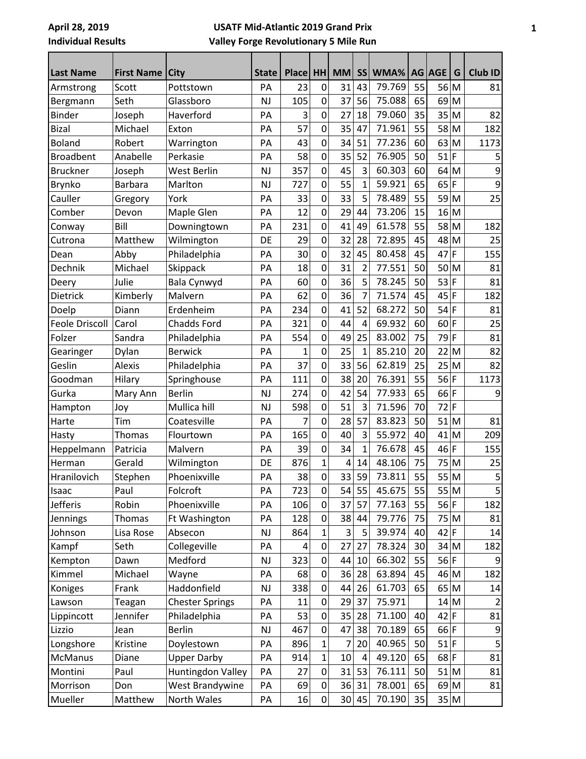**April 28, 2019** **USATF Mid-Atlantic 2019 Grand Prix**

**Individual Results** **Valley Forge Revolutionary 5 Mile Run**

| Last Name | First Name | City | State | Place | HH | MM | SS | WMA% | AG | AGE | G | Club ID |
|---|---|---|---|---|---|---|---|---|---|---|---|---|
| Armstrong | Scott | Pottstown | PA | 23 | 0 | 31 | 43 | 79.769 | 55 | 56 | M | 81 |
| Bergmann | Seth | Glassboro | NJ | 105 | 0 | 37 | 56 | 75.088 | 65 | 69 | M | |
| Binder | Joseph | Haverford | PA | 3 | 0 | 27 | 18 | 79.060 | 35 | 35 | M | 82 |
| Bizal | Michael | Exton | PA | 57 | 0 | 35 | 47 | 71.961 | 55 | 58 | M | 182 |
| Boland | Robert | Warrington | PA | 43 | 0 | 34 | 51 | 77.236 | 60 | 63 | M | 1173 |
| Broadbent | Anabelle | Perkasie | PA | 58 | 0 | 35 | 52 | 76.905 | 50 | 51 | F | 5 |
| Bruckner | Joseph | West Berlin | NJ | 357 | 0 | 45 | 3 | 60.303 | 60 | 64 | M | 9 |
| Brynko | Barbara | Marlton | NJ | 727 | 0 | 55 | 1 | 59.921 | 65 | 65 | F | 9 |
| Cauller | Gregory | York | PA | 33 | 0 | 33 | 5 | 78.489 | 55 | 59 | M | 25 |
| Comber | Devon | Maple Glen | PA | 12 | 0 | 29 | 44 | 73.206 | 15 | 16 | M | |
| Conway | Bill | Downingtown | PA | 231 | 0 | 41 | 49 | 61.578 | 55 | 58 | M | 182 |
| Cutrona | Matthew | Wilmington | DE | 29 | 0 | 32 | 28 | 72.895 | 45 | 48 | M | 25 |
| Dean | Abby | Philadelphia | PA | 30 | 0 | 32 | 45 | 80.458 | 45 | 47 | F | 155 |
| Dechnik | Michael | Skippack | PA | 18 | 0 | 31 | 2 | 77.551 | 50 | 50 | M | 81 |
| Deery | Julie | Bala Cynwyd | PA | 60 | 0 | 36 | 5 | 78.245 | 50 | 53 | F | 81 |
| Dietrick | Kimberly | Malvern | PA | 62 | 0 | 36 | 7 | 71.574 | 45 | 45 | F | 182 |
| Doelp | Diann | Erdenheim | PA | 234 | 0 | 41 | 52 | 68.272 | 50 | 54 | F | 81 |
| Feole Driscoll | Carol | Chadds Ford | PA | 321 | 0 | 44 | 4 | 69.932 | 60 | 60 | F | 25 |
| Folzer | Sandra | Philadelphia | PA | 554 | 0 | 49 | 25 | 83.002 | 75 | 79 | F | 81 |
| Gearinger | Dylan | Berwick | PA | 1 | 0 | 25 | 1 | 85.210 | 20 | 22 | M | 82 |
| Geslin | Alexis | Philadelphia | PA | 37 | 0 | 33 | 56 | 62.819 | 25 | 25 | M | 82 |
| Goodman | Hilary | Springhouse | PA | 111 | 0 | 38 | 20 | 76.391 | 55 | 56 | F | 1173 |
| Gurka | Mary Ann | Berlin | NJ | 274 | 0 | 42 | 54 | 77.933 | 65 | 66 | F | 9 |
| Hampton | Joy | Mullica hill | NJ | 598 | 0 | 51 | 3 | 71.596 | 70 | 72 | F | |
| Harte | Tim | Coatesville | PA | 7 | 0 | 28 | 57 | 83.823 | 50 | 51 | M | 81 |
| Hasty | Thomas | Flourtown | PA | 165 | 0 | 40 | 3 | 55.972 | 40 | 41 | M | 209 |
| Heppelmann | Patricia | Malvern | PA | 39 | 0 | 34 | 1 | 76.678 | 45 | 46 | F | 155 |
| Herman | Gerald | Wilmington | DE | 876 | 1 | 4 | 14 | 48.106 | 75 | 75 | M | 25 |
| Hranilovich | Stephen | Phoenixville | PA | 38 | 0 | 33 | 59 | 73.811 | 55 | 55 | M | 5 |
| Isaac | Paul | Folcroft | PA | 723 | 0 | 54 | 55 | 45.675 | 55 | 55 | M | 5 |
| Jefferis | Robin | Phoenixville | PA | 106 | 0 | 37 | 57 | 77.163 | 55 | 56 | F | 182 |
| Jennings | Thomas | Ft Washington | PA | 128 | 0 | 38 | 44 | 79.776 | 75 | 75 | M | 81 |
| Johnson | Lisa Rose | Absecon | NJ | 864 | 1 | 3 | 5 | 39.974 | 40 | 42 | F | 14 |
| Kampf | Seth | Collegeville | PA | 4 | 0 | 27 | 27 | 78.324 | 30 | 34 | M | 182 |
| Kempton | Dawn | Medford | NJ | 323 | 0 | 44 | 10 | 66.302 | 55 | 56 | F | 9 |
| Kimmel | Michael | Wayne | PA | 68 | 0 | 36 | 28 | 63.894 | 45 | 46 | M | 182 |
| Koniges | Frank | Haddonfield | NJ | 338 | 0 | 44 | 26 | 61.703 | 65 | 65 | M | 14 |
| Lawson | Teagan | Chester Springs | PA | 11 | 0 | 29 | 37 | 75.971 | | 14 | M | 2 |
| Lippincott | Jennifer | Philadelphia | PA | 53 | 0 | 35 | 28 | 71.100 | 40 | 42 | F | 81 |
| Lizzio | Jean | Berlin | NJ | 467 | 0 | 47 | 38 | 70.189 | 65 | 66 | F | 9 |
| Longshore | Kristine | Doylestown | PA | 896 | 1 | 7 | 20 | 40.965 | 50 | 51 | F | 5 |
| McManus | Diane | Upper Darby | PA | 914 | 1 | 10 | 4 | 49.120 | 65 | 68 | F | 81 |
| Montini | Paul | Huntingdon Valley | PA | 27 | 0 | 31 | 53 | 76.111 | 50 | 51 | M | 81 |
| Morrison | Don | West Brandywine | PA | 69 | 0 | 36 | 31 | 78.001 | 65 | 69 | M | 81 |
| Mueller | Matthew | North Wales | PA | 16 | 0 | 30 | 45 | 70.190 | 35 | 35 | M | |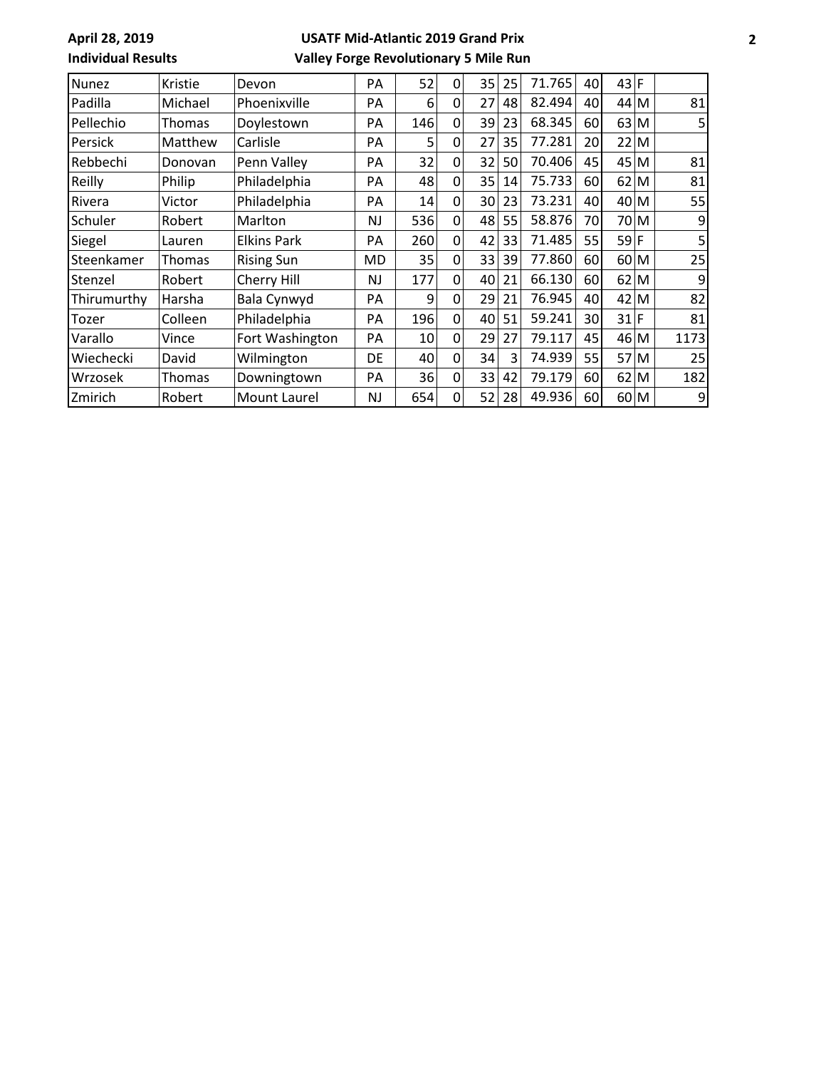April 28, 2019

USATF Mid-Atlantic 2019 Grand Prix

Individual Results

Valley Forge Revolutionary 5 Mile Run

| | | | | | | | | | | | | |
|---|---|---|---|---|---|---|---|---|---|---|---|---|
| Nunez | Kristie | Devon | PA | 52 | 0 | 35 | 25 | 71.765 | 40 | 43 | F | |
| Padilla | Michael | Phoenixville | PA | 6 | 0 | 27 | 48 | 82.494 | 40 | 44 | M | 81 |
| Pellechio | Thomas | Doylestown | PA | 146 | 0 | 39 | 23 | 68.345 | 60 | 63 | M | 5 |
| Persick | Matthew | Carlisle | PA | 5 | 0 | 27 | 35 | 77.281 | 20 | 22 | M | |
| Rebbechi | Donovan | Penn Valley | PA | 32 | 0 | 32 | 50 | 70.406 | 45 | 45 | M | 81 |
| Reilly | Philip | Philadelphia | PA | 48 | 0 | 35 | 14 | 75.733 | 60 | 62 | M | 81 |
| Rivera | Victor | Philadelphia | PA | 14 | 0 | 30 | 23 | 73.231 | 40 | 40 | M | 55 |
| Schuler | Robert | Marlton | NJ | 536 | 0 | 48 | 55 | 58.876 | 70 | 70 | M | 9 |
| Siegel | Lauren | Elkins Park | PA | 260 | 0 | 42 | 33 | 71.485 | 55 | 59 | F | 5 |
| Steenkamer | Thomas | Rising Sun | MD | 35 | 0 | 33 | 39 | 77.860 | 60 | 60 | M | 25 |
| Stenzel | Robert | Cherry Hill | NJ | 177 | 0 | 40 | 21 | 66.130 | 60 | 62 | M | 9 |
| Thirumurthy | Harsha | Bala Cynwyd | PA | 9 | 0 | 29 | 21 | 76.945 | 40 | 42 | M | 82 |
| Tozer | Colleen | Philadelphia | PA | 196 | 0 | 40 | 51 | 59.241 | 30 | 31 | F | 81 |
| Varallo | Vince | Fort Washington | PA | 10 | 0 | 29 | 27 | 79.117 | 45 | 46 | M | 1173 |
| Wiechecki | David | Wilmington | DE | 40 | 0 | 34 | 3 | 74.939 | 55 | 57 | M | 25 |
| Wrzosek | Thomas | Downingtown | PA | 36 | 0 | 33 | 42 | 79.179 | 60 | 62 | M | 182 |
| Zmirich | Robert | Mount Laurel | NJ | 654 | 0 | 52 | 28 | 49.936 | 60 | 60 | M | 9 |